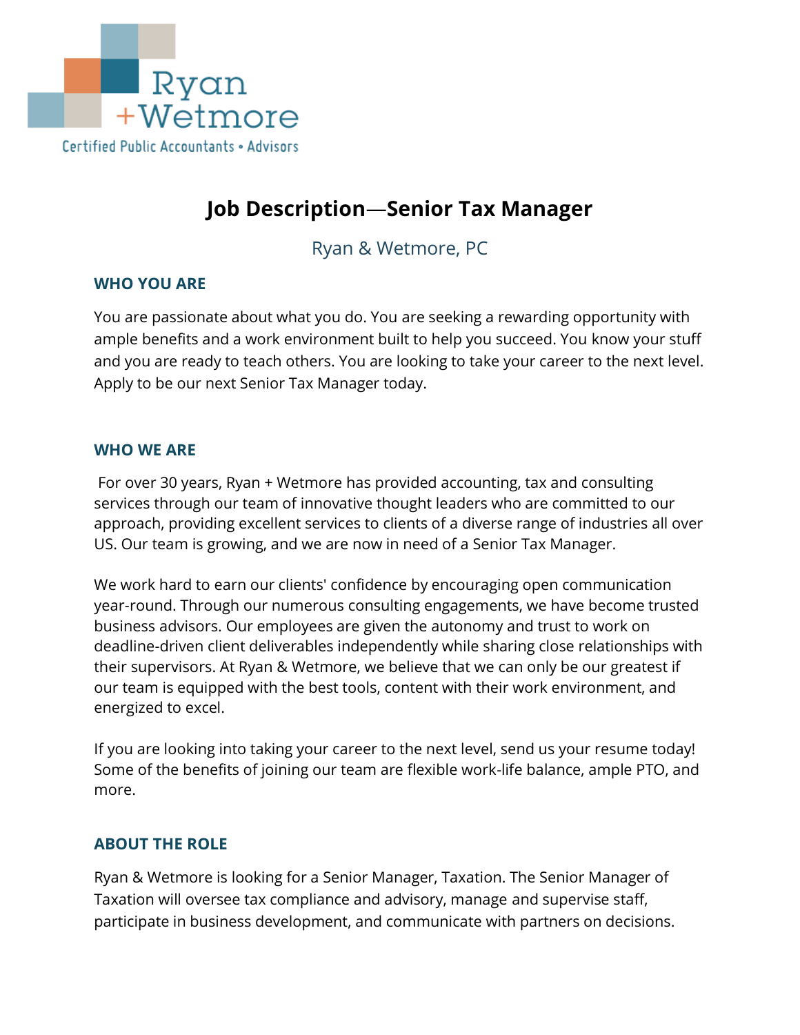Ryan
+Wetmore
Certified Public Accountants • Advisors

# Job Description—Senior Tax Manager

Ryan & Wetmore, PC

## WHO YOU ARE

You are passionate about what you do. You are seeking a rewarding opportunity with ample benefits and a work environment built to help you succeed. You know your stuff and you are ready to teach others. You are looking to take your career to the next level. Apply to be our next Senior Tax Manager today.

## WHO WE ARE

For over 30 years, Ryan + Wetmore has provided accounting, tax and consulting services through our team of innovative thought leaders who are committed to our approach, providing excellent services to clients of a diverse range of industries all over US. Our team is growing, and we are now in need of a Senior Tax Manager.

We work hard to earn our clients' confidence by encouraging open communication year-round. Through our numerous consulting engagements, we have become trusted business advisors. Our employees are given the autonomy and trust to work on deadline-driven client deliverables independently while sharing close relationships with their supervisors. At Ryan & Wetmore, we believe that we can only be our greatest if our team is equipped with the best tools, content with their work environment, and energized to excel.

If you are looking into taking your career to the next level, send us your resume today! Some of the benefits of joining our team are flexible work-life balance, ample PTO, and more.

## ABOUT THE ROLE

Ryan & Wetmore is looking for a Senior Manager, Taxation. The Senior Manager of Taxation will oversee tax compliance and advisory, manage and supervise staff, participate in business development, and communicate with partners on decisions.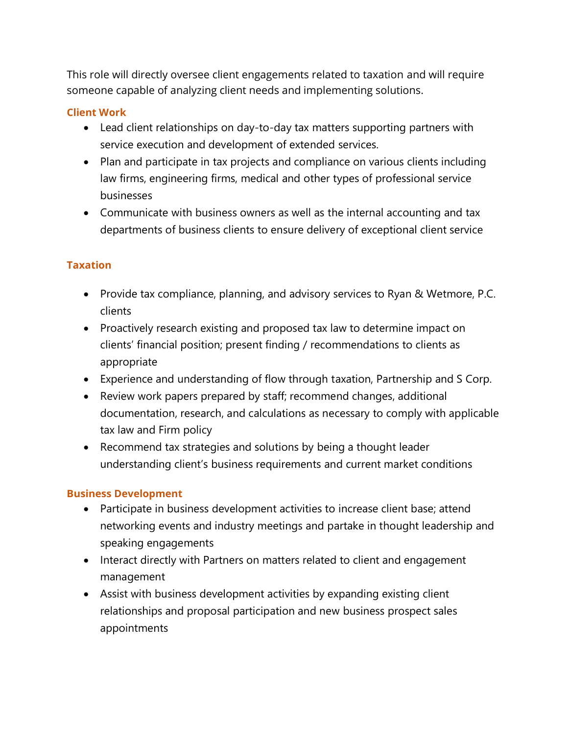This role will directly oversee client engagements related to taxation and will require someone capable of analyzing client needs and implementing solutions.

### Client Work

- Lead client relationships on day-to-day tax matters supporting partners with service execution and development of extended services.
- Plan and participate in tax projects and compliance on various clients including law firms, engineering firms, medical and other types of professional service businesses
- Communicate with business owners as well as the internal accounting and tax departments of business clients to ensure delivery of exceptional client service

### Taxation

- Provide tax compliance, planning, and advisory services to Ryan & Wetmore, P.C. clients
- Proactively research existing and proposed tax law to determine impact on clients' financial position; present finding / recommendations to clients as appropriate
- Experience and understanding of flow through taxation, Partnership and S Corp.
- Review work papers prepared by staff; recommend changes, additional documentation, research, and calculations as necessary to comply with applicable tax law and Firm policy
- Recommend tax strategies and solutions by being a thought leader understanding client's business requirements and current market conditions

### Business Development

- Participate in business development activities to increase client base; attend networking events and industry meetings and partake in thought leadership and speaking engagements
- Interact directly with Partners on matters related to client and engagement management
- Assist with business development activities by expanding existing client relationships and proposal participation and new business prospect sales appointments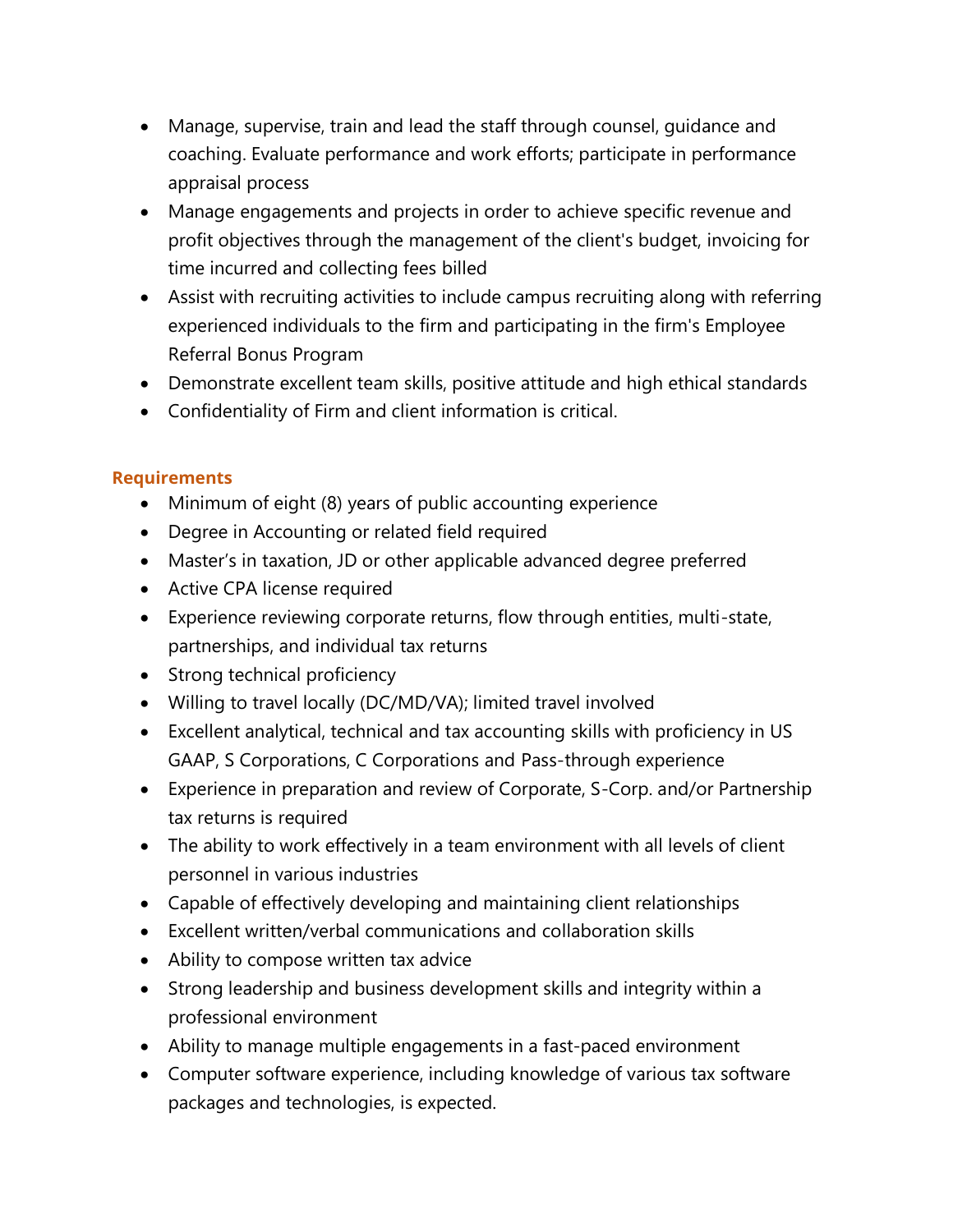- Manage, supervise, train and lead the staff through counsel, guidance and coaching. Evaluate performance and work efforts; participate in performance appraisal process
- Manage engagements and projects in order to achieve specific revenue and profit objectives through the management of the client's budget, invoicing for time incurred and collecting fees billed
- Assist with recruiting activities to include campus recruiting along with referring experienced individuals to the firm and participating in the firm's Employee Referral Bonus Program
- Demonstrate excellent team skills, positive attitude and high ethical standards
- Confidentiality of Firm and client information is critical.

**Requirements**

- Minimum of eight (8) years of public accounting experience
- Degree in Accounting or related field required
- Master's in taxation, JD or other applicable advanced degree preferred
- Active CPA license required
- Experience reviewing corporate returns, flow through entities, multi-state, partnerships, and individual tax returns
- Strong technical proficiency
- Willing to travel locally (DC/MD/VA); limited travel involved
- Excellent analytical, technical and tax accounting skills with proficiency in US GAAP, S Corporations, C Corporations and Pass-through experience
- Experience in preparation and review of Corporate, S-Corp. and/or Partnership tax returns is required
- The ability to work effectively in a team environment with all levels of client personnel in various industries
- Capable of effectively developing and maintaining client relationships
- Excellent written/verbal communications and collaboration skills
- Ability to compose written tax advice
- Strong leadership and business development skills and integrity within a professional environment
- Ability to manage multiple engagements in a fast-paced environment
- Computer software experience, including knowledge of various tax software packages and technologies, is expected.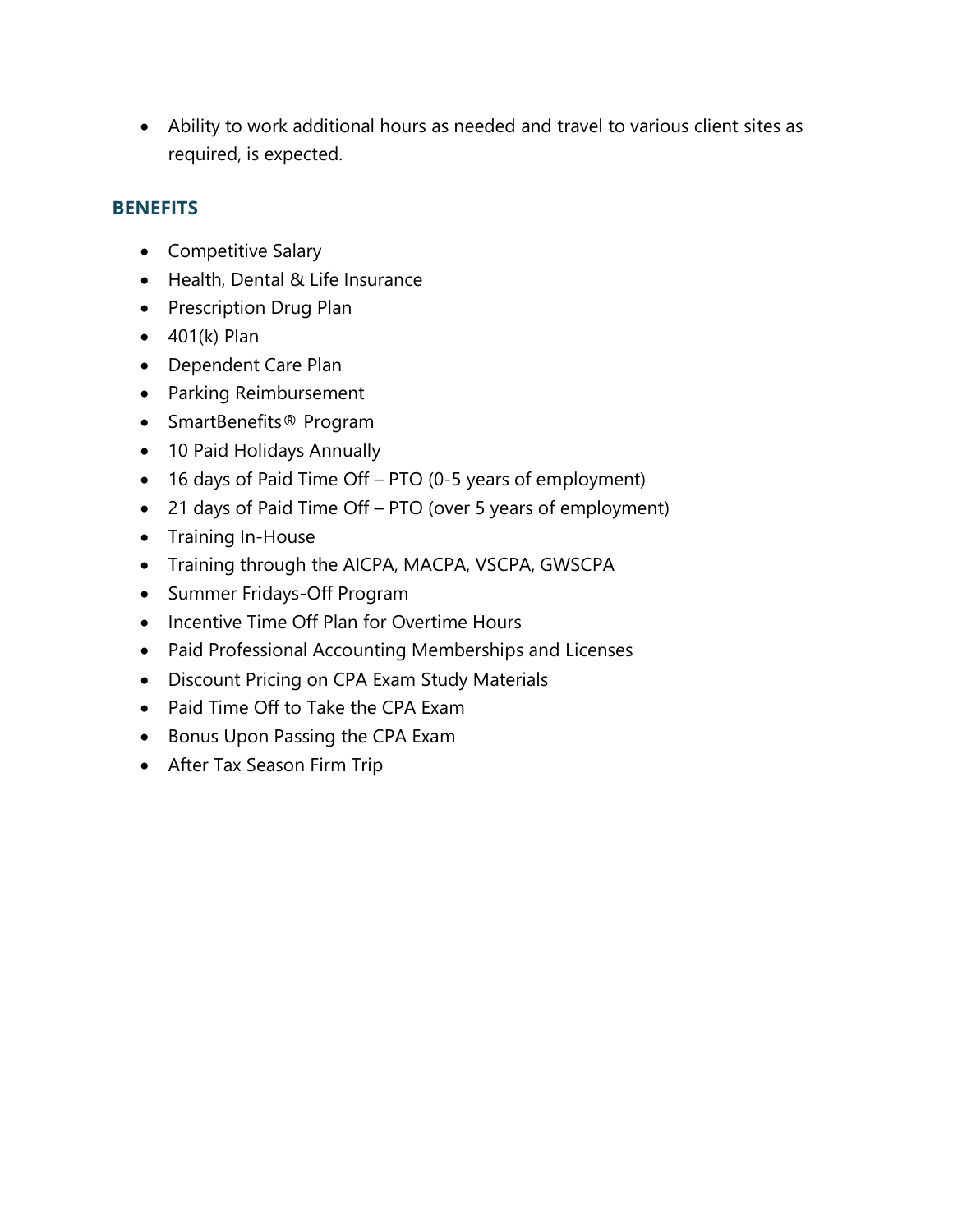- Ability to work additional hours as needed and travel to various client sites as required, is expected.

## BENEFITS

- Competitive Salary
- Health, Dental & Life Insurance
- Prescription Drug Plan
- 401(k) Plan
- Dependent Care Plan
- Parking Reimbursement
- SmartBenefits® Program
- 10 Paid Holidays Annually
- 16 days of Paid Time Off – PTO (0-5 years of employment)
- 21 days of Paid Time Off – PTO (over 5 years of employment)
- Training In-House
- Training through the AICPA, MACPA, VSCPA, GWSCPA
- Summer Fridays-Off Program
- Incentive Time Off Plan for Overtime Hours
- Paid Professional Accounting Memberships and Licenses
- Discount Pricing on CPA Exam Study Materials
- Paid Time Off to Take the CPA Exam
- Bonus Upon Passing the CPA Exam
- After Tax Season Firm Trip